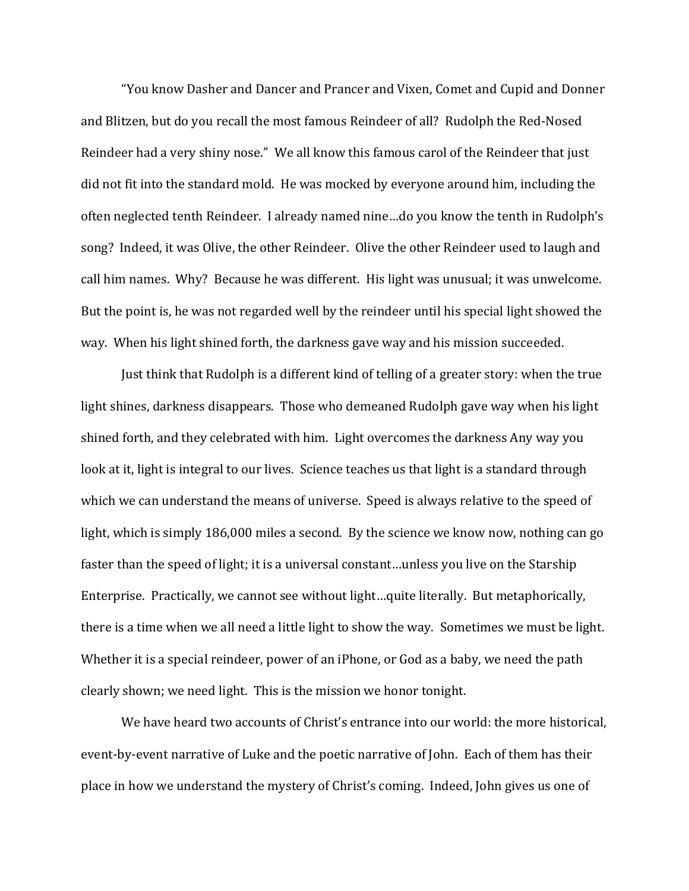"You know Dasher and Dancer and Prancer and Vixen, Comet and Cupid and Donner and Blitzen, but do you recall the most famous Reindeer of all? Rudolph the Red-Nosed Reindeer had a very shiny nose." We all know this famous carol of the Reindeer that just did not fit into the standard mold. He was mocked by everyone around him, including the often neglected tenth Reindeer. I already named nine…do you know the tenth in Rudolph's song? Indeed, it was Olive, the other Reindeer. Olive the other Reindeer used to laugh and call him names. Why? Because he was different. His light was unusual; it was unwelcome. But the point is, he was not regarded well by the reindeer until his special light showed the way. When his light shined forth, the darkness gave way and his mission succeeded.

Just think that Rudolph is a different kind of telling of a greater story: when the true light shines, darkness disappears. Those who demeaned Rudolph gave way when his light shined forth, and they celebrated with him. Light overcomes the darkness Any way you look at it, light is integral to our lives. Science teaches us that light is a standard through which we can understand the means of universe. Speed is always relative to the speed of light, which is simply 186,000 miles a second. By the science we know now, nothing can go faster than the speed of light; it is a universal constant…unless you live on the Starship Enterprise. Practically, we cannot see without light…quite literally. But metaphorically, there is a time when we all need a little light to show the way. Sometimes we must be light. Whether it is a special reindeer, power of an iPhone, or God as a baby, we need the path clearly shown; we need light. This is the mission we honor tonight.

We have heard two accounts of Christ's entrance into our world: the more historical, event-by-event narrative of Luke and the poetic narrative of John. Each of them has their place in how we understand the mystery of Christ's coming. Indeed, John gives us one of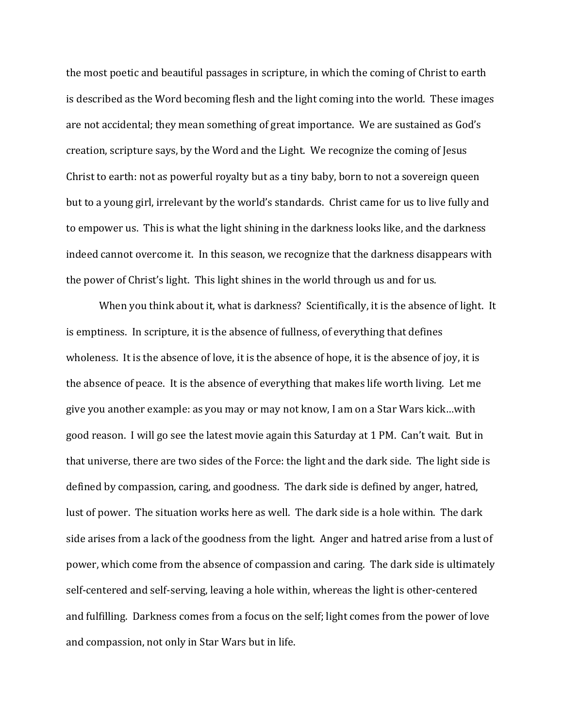the most poetic and beautiful passages in scripture, in which the coming of Christ to earth is described as the Word becoming flesh and the light coming into the world. These images are not accidental; they mean something of great importance. We are sustained as God's creation, scripture says, by the Word and the Light. We recognize the coming of Jesus Christ to earth: not as powerful royalty but as a tiny baby, born to not a sovereign queen but to a young girl, irrelevant by the world's standards. Christ came for us to live fully and to empower us. This is what the light shining in the darkness looks like, and the darkness indeed cannot overcome it. In this season, we recognize that the darkness disappears with the power of Christ's light. This light shines in the world through us and for us.

When you think about it, what is darkness? Scientifically, it is the absence of light. It is emptiness. In scripture, it is the absence of fullness, of everything that defines wholeness. It is the absence of love, it is the absence of hope, it is the absence of joy, it is the absence of peace. It is the absence of everything that makes life worth living. Let me give you another example: as you may or may not know, I am on a Star Wars kick…with good reason. I will go see the latest movie again this Saturday at 1 PM. Can't wait. But in that universe, there are two sides of the Force: the light and the dark side. The light side is defined by compassion, caring, and goodness. The dark side is defined by anger, hatred, lust of power. The situation works here as well. The dark side is a hole within. The dark side arises from a lack of the goodness from the light. Anger and hatred arise from a lust of power, which come from the absence of compassion and caring. The dark side is ultimately self-centered and self-serving, leaving a hole within, whereas the light is other-centered and fulfilling. Darkness comes from a focus on the self; light comes from the power of love and compassion, not only in Star Wars but in life.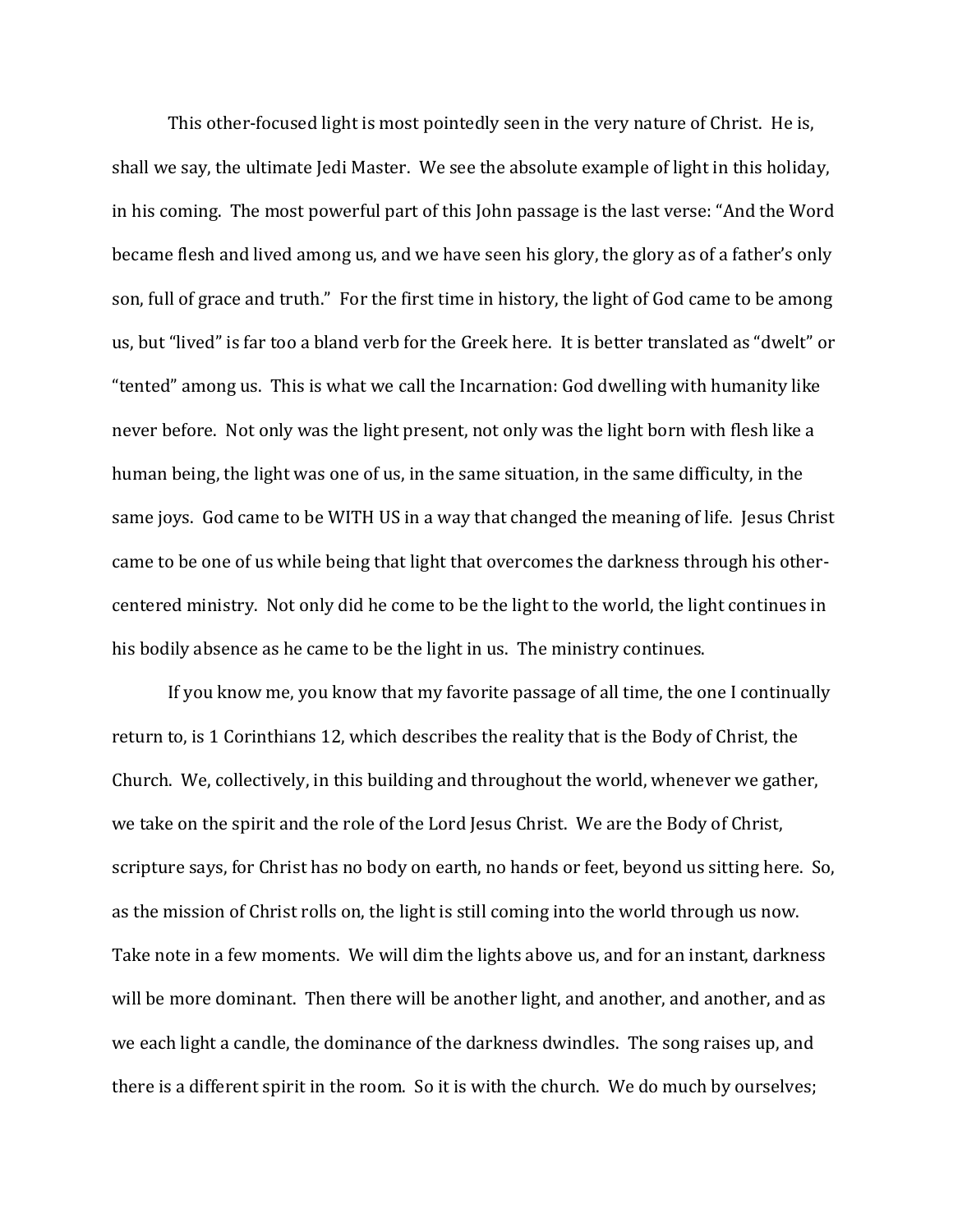This other-focused light is most pointedly seen in the very nature of Christ. He is, shall we say, the ultimate Jedi Master. We see the absolute example of light in this holiday, in his coming. The most powerful part of this John passage is the last verse: "And the Word became flesh and lived among us, and we have seen his glory, the glory as of a father's only son, full of grace and truth." For the first time in history, the light of God came to be among us, but "lived" is far too a bland verb for the Greek here. It is better translated as "dwelt" or "tented" among us. This is what we call the Incarnation: God dwelling with humanity like never before. Not only was the light present, not only was the light born with flesh like a human being, the light was one of us, in the same situation, in the same difficulty, in the same joys. God came to be WITH US in a way that changed the meaning of life. Jesus Christ came to be one of us while being that light that overcomes the darkness through his other-centered ministry. Not only did he come to be the light to the world, the light continues in his bodily absence as he came to be the light in us. The ministry continues.

If you know me, you know that my favorite passage of all time, the one I continually return to, is 1 Corinthians 12, which describes the reality that is the Body of Christ, the Church. We, collectively, in this building and throughout the world, whenever we gather, we take on the spirit and the role of the Lord Jesus Christ. We are the Body of Christ, scripture says, for Christ has no body on earth, no hands or feet, beyond us sitting here. So, as the mission of Christ rolls on, the light is still coming into the world through us now. Take note in a few moments. We will dim the lights above us, and for an instant, darkness will be more dominant. Then there will be another light, and another, and another, and as we each light a candle, the dominance of the darkness dwindles. The song raises up, and there is a different spirit in the room. So it is with the church. We do much by ourselves;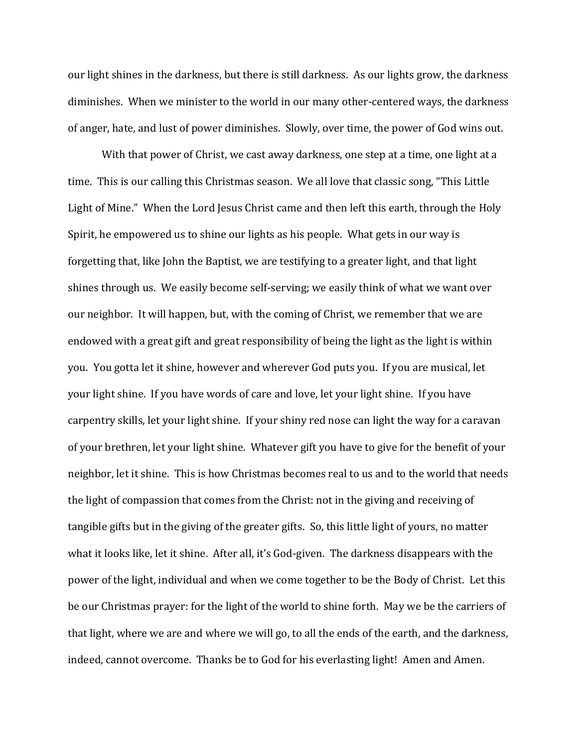our light shines in the darkness, but there is still darkness. As our lights grow, the darkness diminishes. When we minister to the world in our many other-centered ways, the darkness of anger, hate, and lust of power diminishes. Slowly, over time, the power of God wins out.

With that power of Christ, we cast away darkness, one step at a time, one light at a time. This is our calling this Christmas season. We all love that classic song, "This Little Light of Mine." When the Lord Jesus Christ came and then left this earth, through the Holy Spirit, he empowered us to shine our lights as his people. What gets in our way is forgetting that, like John the Baptist, we are testifying to a greater light, and that light shines through us. We easily become self-serving; we easily think of what we want over our neighbor. It will happen, but, with the coming of Christ, we remember that we are endowed with a great gift and great responsibility of being the light as the light is within you. You gotta let it shine, however and wherever God puts you. If you are musical, let your light shine. If you have words of care and love, let your light shine. If you have carpentry skills, let your light shine. If your shiny red nose can light the way for a caravan of your brethren, let your light shine. Whatever gift you have to give for the benefit of your neighbor, let it shine. This is how Christmas becomes real to us and to the world that needs the light of compassion that comes from the Christ: not in the giving and receiving of tangible gifts but in the giving of the greater gifts. So, this little light of yours, no matter what it looks like, let it shine. After all, it's God-given. The darkness disappears with the power of the light, individual and when we come together to be the Body of Christ. Let this be our Christmas prayer: for the light of the world to shine forth. May we be the carriers of that light, where we are and where we will go, to all the ends of the earth, and the darkness, indeed, cannot overcome. Thanks be to God for his everlasting light! Amen and Amen.